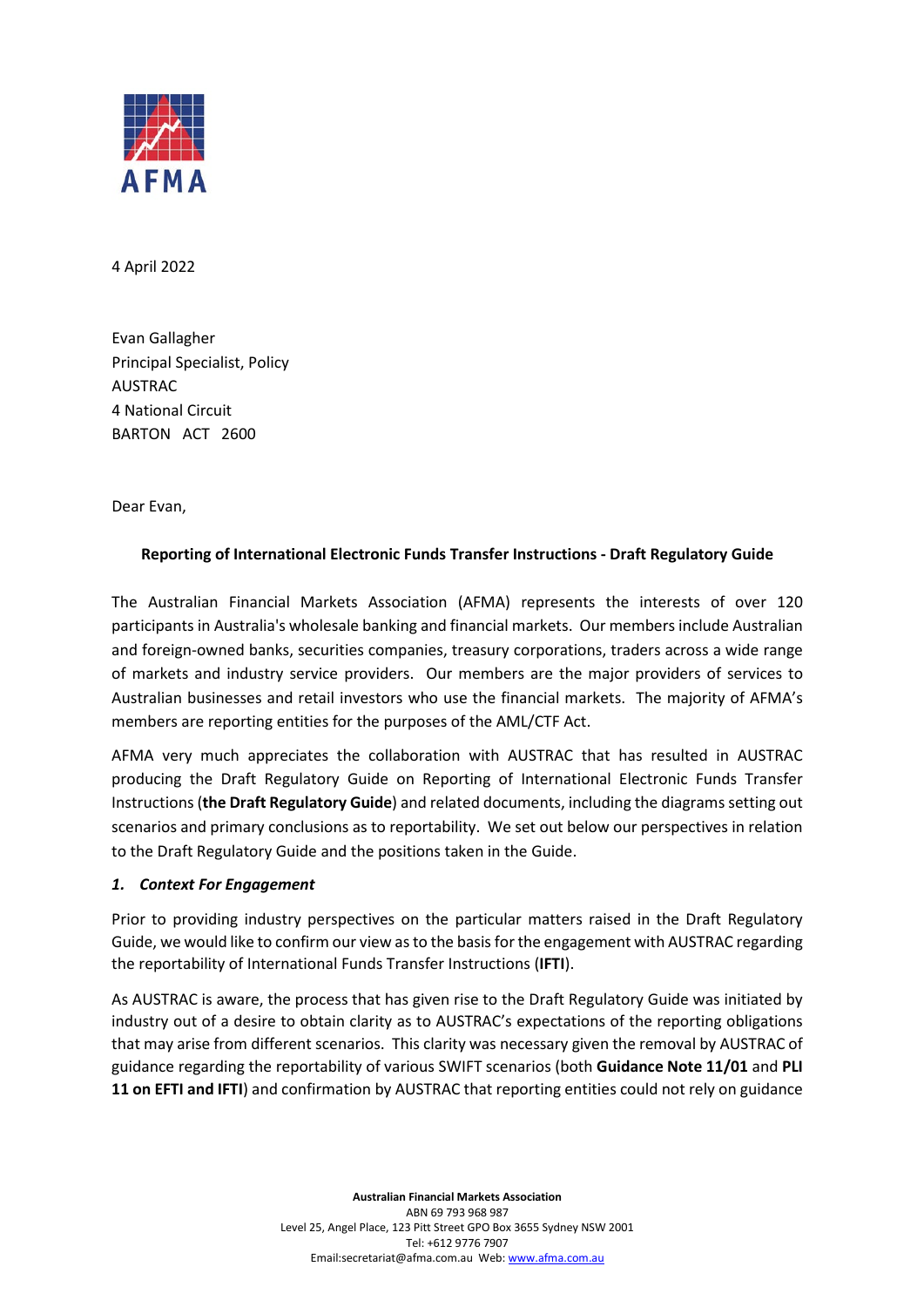AFMA

4 April 2022

Evan Gallagher
Principal Specialist, Policy
AUSTRAC
4 National Circuit
BARTON ACT 2600

Dear Evan,

**Reporting of International Electronic Funds Transfer Instructions - Draft Regulatory Guide**

The Australian Financial Markets Association (AFMA) represents the interests of over 120 participants in Australia's wholesale banking and financial markets. Our members include Australian and foreign-owned banks, securities companies, treasury corporations, traders across a wide range of markets and industry service providers. Our members are the major providers of services to Australian businesses and retail investors who use the financial markets. The majority of AFMA's members are reporting entities for the purposes of the AML/CTF Act.

AFMA very much appreciates the collaboration with AUSTRAC that has resulted in AUSTRAC producing the Draft Regulatory Guide on Reporting of International Electronic Funds Transfer Instructions (**the Draft Regulatory Guide**) and related documents, including the diagrams setting out scenarios and primary conclusions as to reportability. We set out below our perspectives in relation to the Draft Regulatory Guide and the positions taken in the Guide.

***1. Context For Engagement***

Prior to providing industry perspectives on the particular matters raised in the Draft Regulatory Guide, we would like to confirm our view as to the basis for the engagement with AUSTRAC regarding the reportability of International Funds Transfer Instructions (**IFTI**).

As AUSTRAC is aware, the process that has given rise to the Draft Regulatory Guide was initiated by industry out of a desire to obtain clarity as to AUSTRAC's expectations of the reporting obligations that may arise from different scenarios. This clarity was necessary given the removal by AUSTRAC of guidance regarding the reportability of various SWIFT scenarios (both **Guidance Note 11/01** and **PLI 11 on EFTI and IFTI**) and confirmation by AUSTRAC that reporting entities could not rely on guidance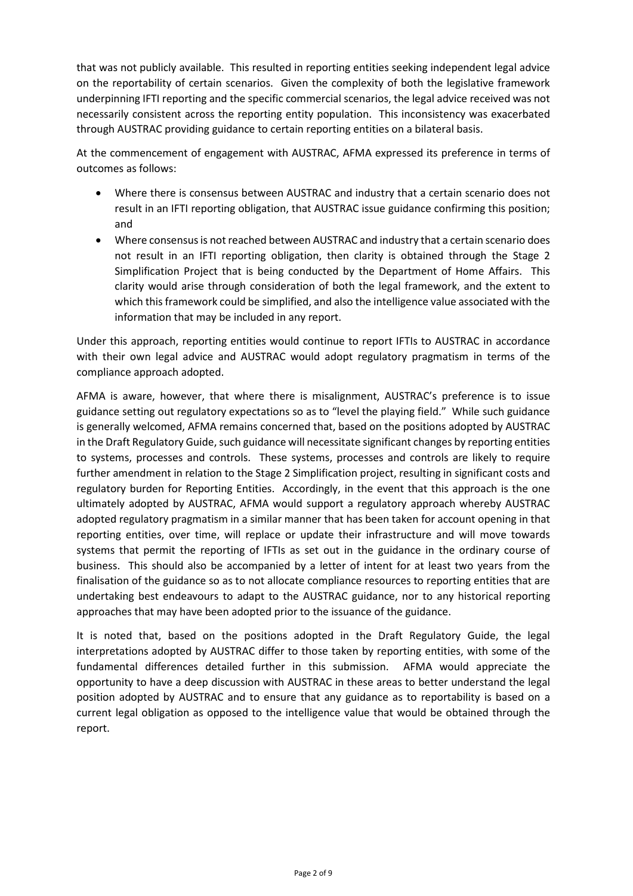that was not publicly available. This resulted in reporting entities seeking independent legal advice on the reportability of certain scenarios. Given the complexity of both the legislative framework underpinning IFTI reporting and the specific commercial scenarios, the legal advice received was not necessarily consistent across the reporting entity population. This inconsistency was exacerbated through AUSTRAC providing guidance to certain reporting entities on a bilateral basis.

At the commencement of engagement with AUSTRAC, AFMA expressed its preference in terms of outcomes as follows:

- Where there is consensus between AUSTRAC and industry that a certain scenario does not result in an IFTI reporting obligation, that AUSTRAC issue guidance confirming this position; and
- Where consensus is not reached between AUSTRAC and industry that a certain scenario does not result in an IFTI reporting obligation, then clarity is obtained through the Stage 2 Simplification Project that is being conducted by the Department of Home Affairs. This clarity would arise through consideration of both the legal framework, and the extent to which this framework could be simplified, and also the intelligence value associated with the information that may be included in any report.

Under this approach, reporting entities would continue to report IFTIs to AUSTRAC in accordance with their own legal advice and AUSTRAC would adopt regulatory pragmatism in terms of the compliance approach adopted.

AFMA is aware, however, that where there is misalignment, AUSTRAC's preference is to issue guidance setting out regulatory expectations so as to "level the playing field." While such guidance is generally welcomed, AFMA remains concerned that, based on the positions adopted by AUSTRAC in the Draft Regulatory Guide, such guidance will necessitate significant changes by reporting entities to systems, processes and controls. These systems, processes and controls are likely to require further amendment in relation to the Stage 2 Simplification project, resulting in significant costs and regulatory burden for Reporting Entities. Accordingly, in the event that this approach is the one ultimately adopted by AUSTRAC, AFMA would support a regulatory approach whereby AUSTRAC adopted regulatory pragmatism in a similar manner that has been taken for account opening in that reporting entities, over time, will replace or update their infrastructure and will move towards systems that permit the reporting of IFTIs as set out in the guidance in the ordinary course of business. This should also be accompanied by a letter of intent for at least two years from the finalisation of the guidance so as to not allocate compliance resources to reporting entities that are undertaking best endeavours to adapt to the AUSTRAC guidance, nor to any historical reporting approaches that may have been adopted prior to the issuance of the guidance.

It is noted that, based on the positions adopted in the Draft Regulatory Guide, the legal interpretations adopted by AUSTRAC differ to those taken by reporting entities, with some of the fundamental differences detailed further in this submission. AFMA would appreciate the opportunity to have a deep discussion with AUSTRAC in these areas to better understand the legal position adopted by AUSTRAC and to ensure that any guidance as to reportability is based on a current legal obligation as opposed to the intelligence value that would be obtained through the report.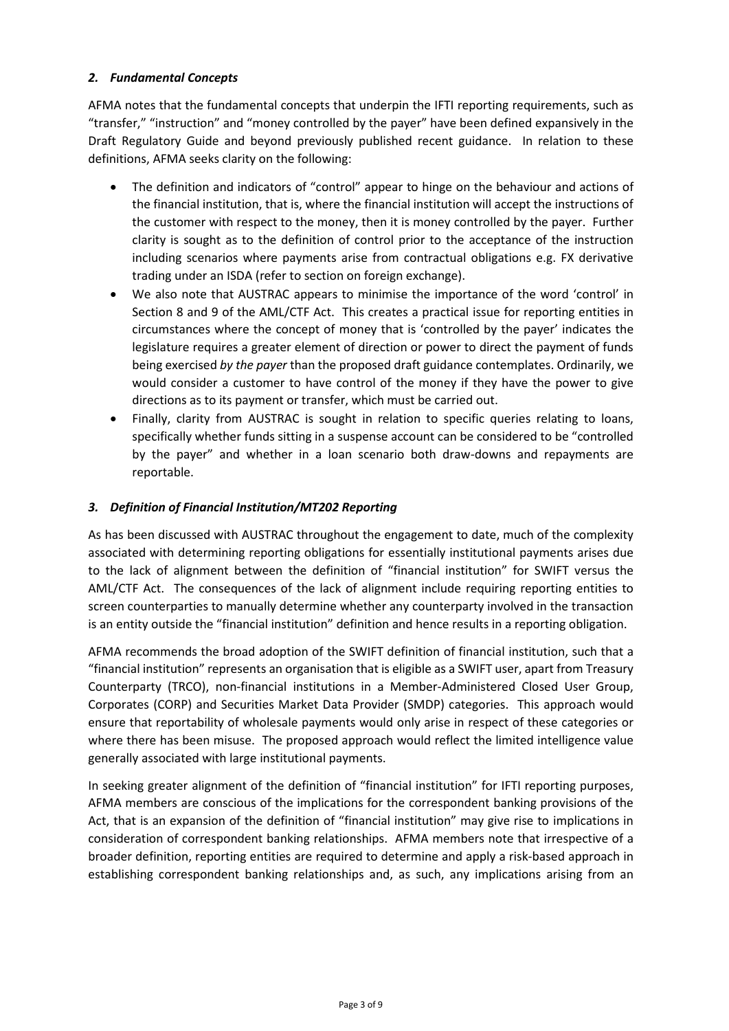## *2. Fundamental Concepts*

AFMA notes that the fundamental concepts that underpin the IFTI reporting requirements, such as "transfer," "instruction" and "money controlled by the payer" have been defined expansively in the Draft Regulatory Guide and beyond previously published recent guidance. In relation to these definitions, AFMA seeks clarity on the following:

- The definition and indicators of "control" appear to hinge on the behaviour and actions of the financial institution, that is, where the financial institution will accept the instructions of the customer with respect to the money, then it is money controlled by the payer. Further clarity is sought as to the definition of control prior to the acceptance of the instruction including scenarios where payments arise from contractual obligations e.g. FX derivative trading under an ISDA (refer to section on foreign exchange).
- We also note that AUSTRAC appears to minimise the importance of the word 'control' in Section 8 and 9 of the AML/CTF Act. This creates a practical issue for reporting entities in circumstances where the concept of money that is 'controlled by the payer' indicates the legislature requires a greater element of direction or power to direct the payment of funds being exercised *by the payer* than the proposed draft guidance contemplates. Ordinarily, we would consider a customer to have control of the money if they have the power to give directions as to its payment or transfer, which must be carried out.
- Finally, clarity from AUSTRAC is sought in relation to specific queries relating to loans, specifically whether funds sitting in a suspense account can be considered to be "controlled by the payer" and whether in a loan scenario both draw-downs and repayments are reportable.

## *3. Definition of Financial Institution/MT202 Reporting*

As has been discussed with AUSTRAC throughout the engagement to date, much of the complexity associated with determining reporting obligations for essentially institutional payments arises due to the lack of alignment between the definition of "financial institution" for SWIFT versus the AML/CTF Act. The consequences of the lack of alignment include requiring reporting entities to screen counterparties to manually determine whether any counterparty involved in the transaction is an entity outside the "financial institution" definition and hence results in a reporting obligation.

AFMA recommends the broad adoption of the SWIFT definition of financial institution, such that a "financial institution" represents an organisation that is eligible as a SWIFT user, apart from Treasury Counterparty (TRCO), non-financial institutions in a Member-Administered Closed User Group, Corporates (CORP) and Securities Market Data Provider (SMDP) categories. This approach would ensure that reportability of wholesale payments would only arise in respect of these categories or where there has been misuse. The proposed approach would reflect the limited intelligence value generally associated with large institutional payments.

In seeking greater alignment of the definition of "financial institution" for IFTI reporting purposes, AFMA members are conscious of the implications for the correspondent banking provisions of the Act, that is an expansion of the definition of "financial institution" may give rise to implications in consideration of correspondent banking relationships. AFMA members note that irrespective of a broader definition, reporting entities are required to determine and apply a risk-based approach in establishing correspondent banking relationships and, as such, any implications arising from an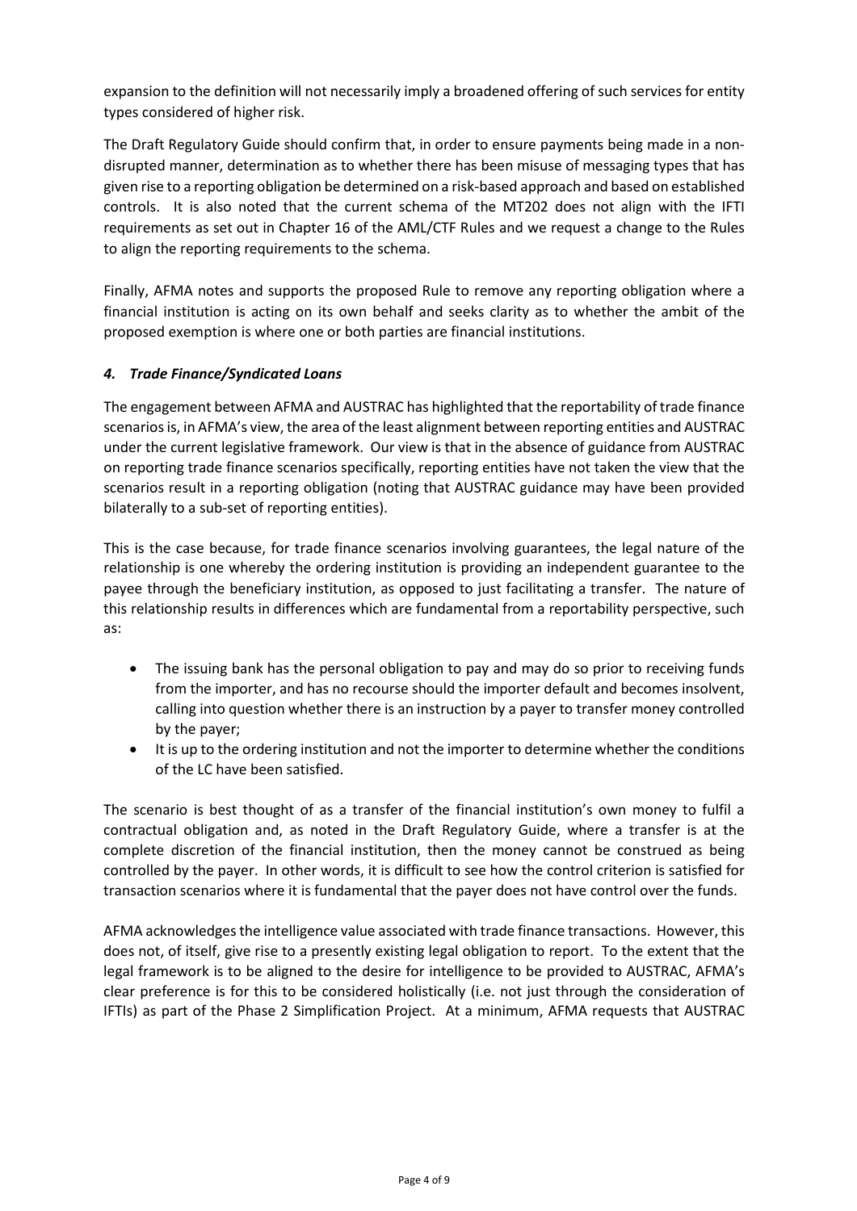expansion to the definition will not necessarily imply a broadened offering of such services for entity types considered of higher risk.

The Draft Regulatory Guide should confirm that, in order to ensure payments being made in a non-disrupted manner, determination as to whether there has been misuse of messaging types that has given rise to a reporting obligation be determined on a risk-based approach and based on established controls. It is also noted that the current schema of the MT202 does not align with the IFTI requirements as set out in Chapter 16 of the AML/CTF Rules and we request a change to the Rules to align the reporting requirements to the schema.

Finally, AFMA notes and supports the proposed Rule to remove any reporting obligation where a financial institution is acting on its own behalf and seeks clarity as to whether the ambit of the proposed exemption is where one or both parties are financial institutions.

### *4. Trade Finance/Syndicated Loans*

The engagement between AFMA and AUSTRAC has highlighted that the reportability of trade finance scenarios is, in AFMA's view, the area of the least alignment between reporting entities and AUSTRAC under the current legislative framework. Our view is that in the absence of guidance from AUSTRAC on reporting trade finance scenarios specifically, reporting entities have not taken the view that the scenarios result in a reporting obligation (noting that AUSTRAC guidance may have been provided bilaterally to a sub-set of reporting entities).

This is the case because, for trade finance scenarios involving guarantees, the legal nature of the relationship is one whereby the ordering institution is providing an independent guarantee to the payee through the beneficiary institution, as opposed to just facilitating a transfer. The nature of this relationship results in differences which are fundamental from a reportability perspective, such as:

- The issuing bank has the personal obligation to pay and may do so prior to receiving funds from the importer, and has no recourse should the importer default and becomes insolvent, calling into question whether there is an instruction by a payer to transfer money controlled by the payer;
- It is up to the ordering institution and not the importer to determine whether the conditions of the LC have been satisfied.

The scenario is best thought of as a transfer of the financial institution's own money to fulfil a contractual obligation and, as noted in the Draft Regulatory Guide, where a transfer is at the complete discretion of the financial institution, then the money cannot be construed as being controlled by the payer. In other words, it is difficult to see how the control criterion is satisfied for transaction scenarios where it is fundamental that the payer does not have control over the funds.

AFMA acknowledges the intelligence value associated with trade finance transactions. However, this does not, of itself, give rise to a presently existing legal obligation to report. To the extent that the legal framework is to be aligned to the desire for intelligence to be provided to AUSTRAC, AFMA's clear preference is for this to be considered holistically (i.e. not just through the consideration of IFTIs) as part of the Phase 2 Simplification Project. At a minimum, AFMA requests that AUSTRAC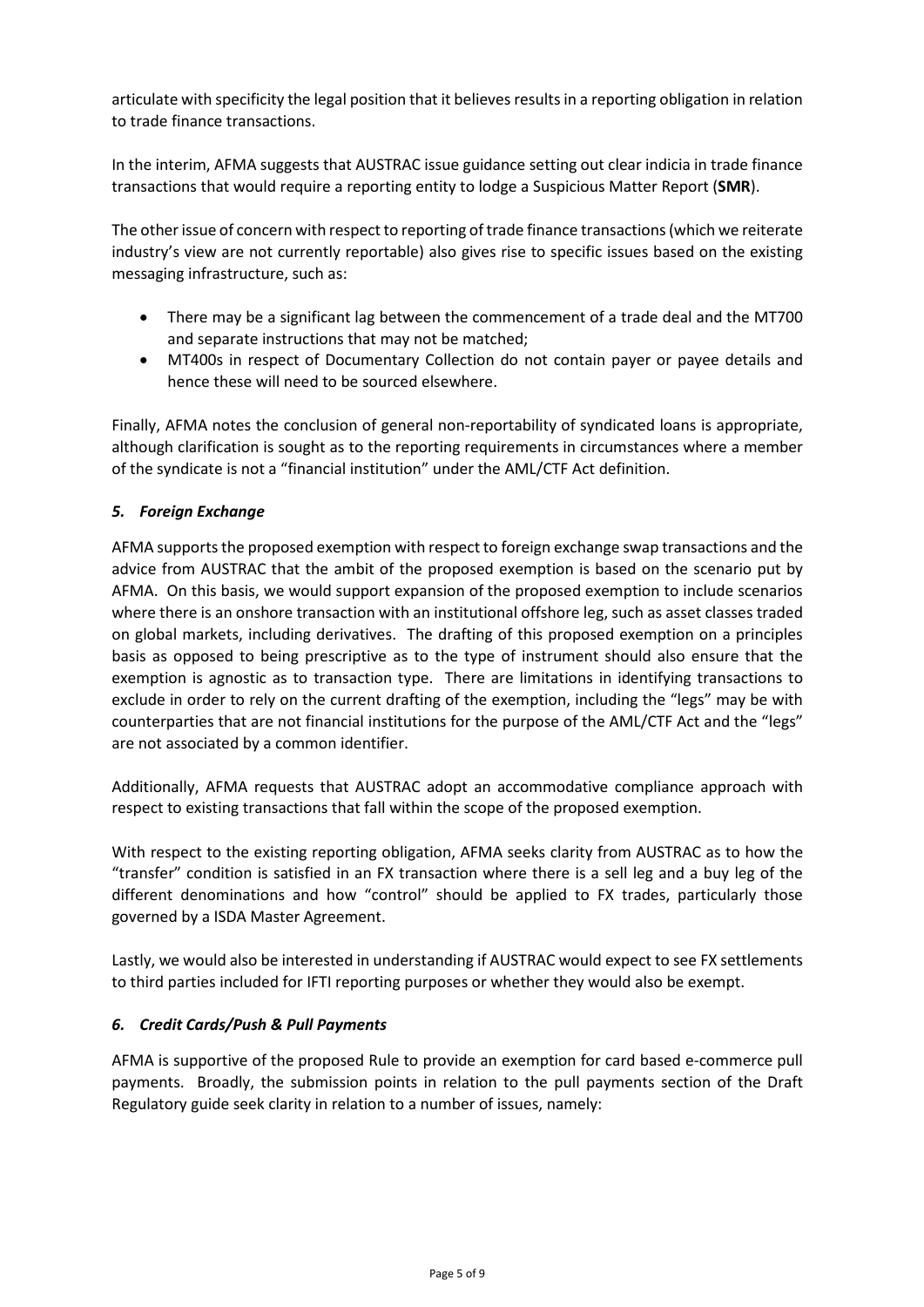articulate with specificity the legal position that it believes results in a reporting obligation in relation to trade finance transactions.

In the interim, AFMA suggests that AUSTRAC issue guidance setting out clear indicia in trade finance transactions that would require a reporting entity to lodge a Suspicious Matter Report (**SMR**).

The other issue of concern with respect to reporting of trade finance transactions (which we reiterate industry's view are not currently reportable) also gives rise to specific issues based on the existing messaging infrastructure, such as:

- There may be a significant lag between the commencement of a trade deal and the MT700 and separate instructions that may not be matched;
- MT400s in respect of Documentary Collection do not contain payer or payee details and hence these will need to be sourced elsewhere.

Finally, AFMA notes the conclusion of general non-reportability of syndicated loans is appropriate, although clarification is sought as to the reporting requirements in circumstances where a member of the syndicate is not a "financial institution" under the AML/CTF Act definition.

### *5. Foreign Exchange*

AFMA supports the proposed exemption with respect to foreign exchange swap transactions and the advice from AUSTRAC that the ambit of the proposed exemption is based on the scenario put by AFMA. On this basis, we would support expansion of the proposed exemption to include scenarios where there is an onshore transaction with an institutional offshore leg, such as asset classes traded on global markets, including derivatives. The drafting of this proposed exemption on a principles basis as opposed to being prescriptive as to the type of instrument should also ensure that the exemption is agnostic as to transaction type. There are limitations in identifying transactions to exclude in order to rely on the current drafting of the exemption, including the "legs" may be with counterparties that are not financial institutions for the purpose of the AML/CTF Act and the "legs" are not associated by a common identifier.

Additionally, AFMA requests that AUSTRAC adopt an accommodative compliance approach with respect to existing transactions that fall within the scope of the proposed exemption.

With respect to the existing reporting obligation, AFMA seeks clarity from AUSTRAC as to how the "transfer" condition is satisfied in an FX transaction where there is a sell leg and a buy leg of the different denominations and how "control" should be applied to FX trades, particularly those governed by a ISDA Master Agreement.

Lastly, we would also be interested in understanding if AUSTRAC would expect to see FX settlements to third parties included for IFTI reporting purposes or whether they would also be exempt.

### *6. Credit Cards/Push & Pull Payments*

AFMA is supportive of the proposed Rule to provide an exemption for card based e-commerce pull payments. Broadly, the submission points in relation to the pull payments section of the Draft Regulatory guide seek clarity in relation to a number of issues, namely: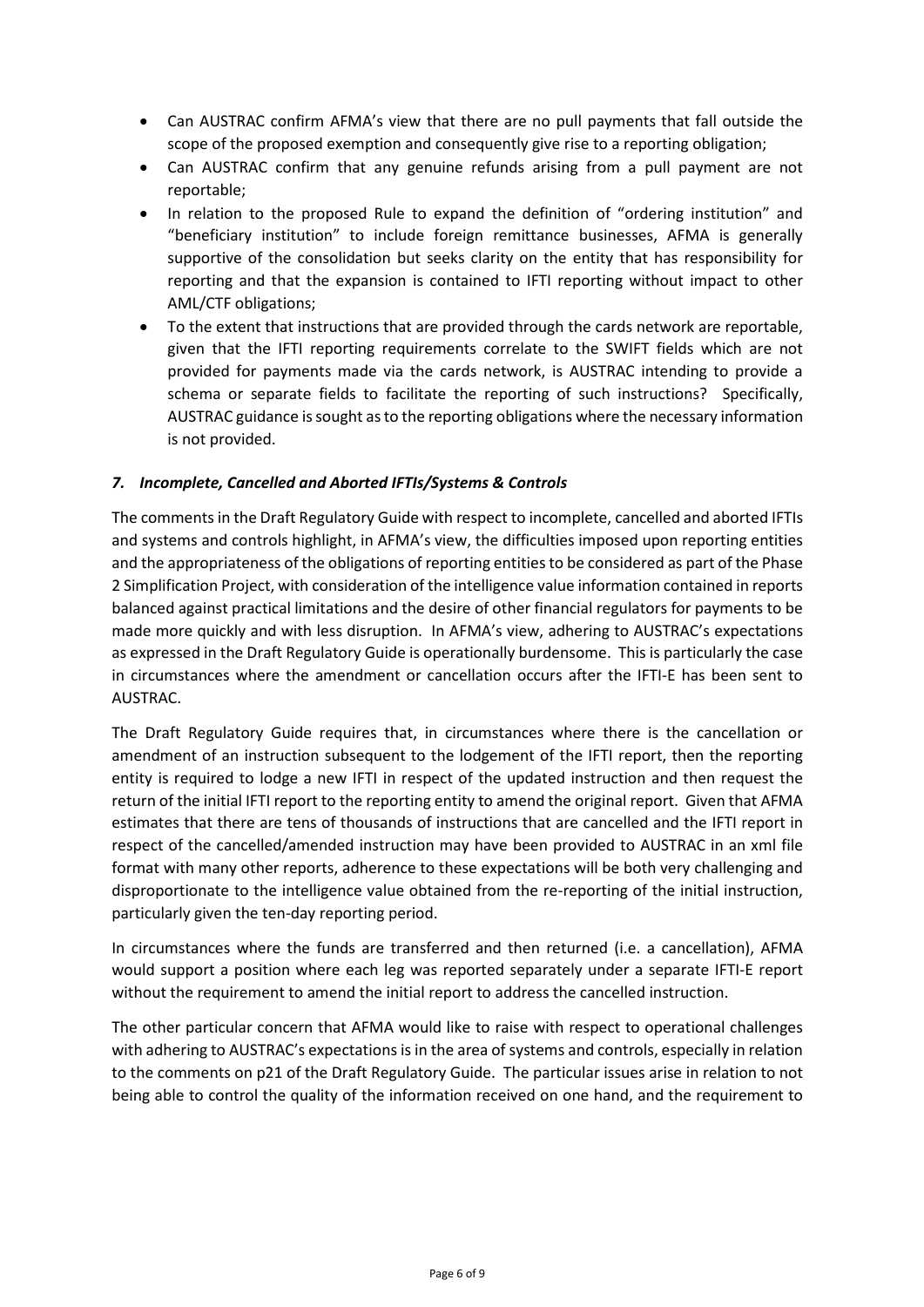- Can AUSTRAC confirm AFMA's view that there are no pull payments that fall outside the scope of the proposed exemption and consequently give rise to a reporting obligation;
- Can AUSTRAC confirm that any genuine refunds arising from a pull payment are not reportable;
- In relation to the proposed Rule to expand the definition of "ordering institution" and "beneficiary institution" to include foreign remittance businesses, AFMA is generally supportive of the consolidation but seeks clarity on the entity that has responsibility for reporting and that the expansion is contained to IFTI reporting without impact to other AML/CTF obligations;
- To the extent that instructions that are provided through the cards network are reportable, given that the IFTI reporting requirements correlate to the SWIFT fields which are not provided for payments made via the cards network, is AUSTRAC intending to provide a schema or separate fields to facilitate the reporting of such instructions? Specifically, AUSTRAC guidance is sought as to the reporting obligations where the necessary information is not provided.

### *7. Incomplete, Cancelled and Aborted IFTIs/Systems & Controls*

The comments in the Draft Regulatory Guide with respect to incomplete, cancelled and aborted IFTIs and systems and controls highlight, in AFMA's view, the difficulties imposed upon reporting entities and the appropriateness of the obligations of reporting entities to be considered as part of the Phase 2 Simplification Project, with consideration of the intelligence value information contained in reports balanced against practical limitations and the desire of other financial regulators for payments to be made more quickly and with less disruption. In AFMA's view, adhering to AUSTRAC's expectations as expressed in the Draft Regulatory Guide is operationally burdensome. This is particularly the case in circumstances where the amendment or cancellation occurs after the IFTI-E has been sent to AUSTRAC.

The Draft Regulatory Guide requires that, in circumstances where there is the cancellation or amendment of an instruction subsequent to the lodgement of the IFTI report, then the reporting entity is required to lodge a new IFTI in respect of the updated instruction and then request the return of the initial IFTI report to the reporting entity to amend the original report. Given that AFMA estimates that there are tens of thousands of instructions that are cancelled and the IFTI report in respect of the cancelled/amended instruction may have been provided to AUSTRAC in an xml file format with many other reports, adherence to these expectations will be both very challenging and disproportionate to the intelligence value obtained from the re-reporting of the initial instruction, particularly given the ten-day reporting period.

In circumstances where the funds are transferred and then returned (i.e. a cancellation), AFMA would support a position where each leg was reported separately under a separate IFTI-E report without the requirement to amend the initial report to address the cancelled instruction.

The other particular concern that AFMA would like to raise with respect to operational challenges with adhering to AUSTRAC's expectations is in the area of systems and controls, especially in relation to the comments on p21 of the Draft Regulatory Guide. The particular issues arise in relation to not being able to control the quality of the information received on one hand, and the requirement to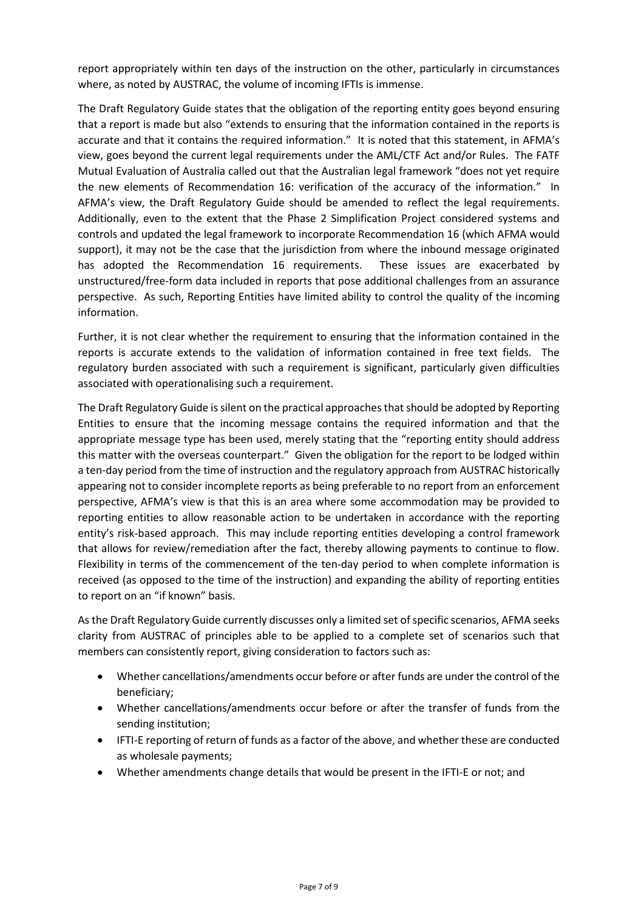report appropriately within ten days of the instruction on the other, particularly in circumstances where, as noted by AUSTRAC, the volume of incoming IFTIs is immense.

The Draft Regulatory Guide states that the obligation of the reporting entity goes beyond ensuring that a report is made but also "extends to ensuring that the information contained in the reports is accurate and that it contains the required information." It is noted that this statement, in AFMA's view, goes beyond the current legal requirements under the AML/CTF Act and/or Rules. The FATF Mutual Evaluation of Australia called out that the Australian legal framework "does not yet require the new elements of Recommendation 16: verification of the accuracy of the information." In AFMA's view, the Draft Regulatory Guide should be amended to reflect the legal requirements. Additionally, even to the extent that the Phase 2 Simplification Project considered systems and controls and updated the legal framework to incorporate Recommendation 16 (which AFMA would support), it may not be the case that the jurisdiction from where the inbound message originated has adopted the Recommendation 16 requirements. These issues are exacerbated by unstructured/free-form data included in reports that pose additional challenges from an assurance perspective. As such, Reporting Entities have limited ability to control the quality of the incoming information.

Further, it is not clear whether the requirement to ensuring that the information contained in the reports is accurate extends to the validation of information contained in free text fields. The regulatory burden associated with such a requirement is significant, particularly given difficulties associated with operationalising such a requirement.

The Draft Regulatory Guide is silent on the practical approaches that should be adopted by Reporting Entities to ensure that the incoming message contains the required information and that the appropriate message type has been used, merely stating that the "reporting entity should address this matter with the overseas counterpart." Given the obligation for the report to be lodged within a ten-day period from the time of instruction and the regulatory approach from AUSTRAC historically appearing not to consider incomplete reports as being preferable to no report from an enforcement perspective, AFMA's view is that this is an area where some accommodation may be provided to reporting entities to allow reasonable action to be undertaken in accordance with the reporting entity's risk-based approach. This may include reporting entities developing a control framework that allows for review/remediation after the fact, thereby allowing payments to continue to flow. Flexibility in terms of the commencement of the ten-day period to when complete information is received (as opposed to the time of the instruction) and expanding the ability of reporting entities to report on an "if known" basis.

As the Draft Regulatory Guide currently discusses only a limited set of specific scenarios, AFMA seeks clarity from AUSTRAC of principles able to be applied to a complete set of scenarios such that members can consistently report, giving consideration to factors such as:

- Whether cancellations/amendments occur before or after funds are under the control of the beneficiary;
- Whether cancellations/amendments occur before or after the transfer of funds from the sending institution;
- IFTI-E reporting of return of funds as a factor of the above, and whether these are conducted as wholesale payments;
- Whether amendments change details that would be present in the IFTI-E or not; and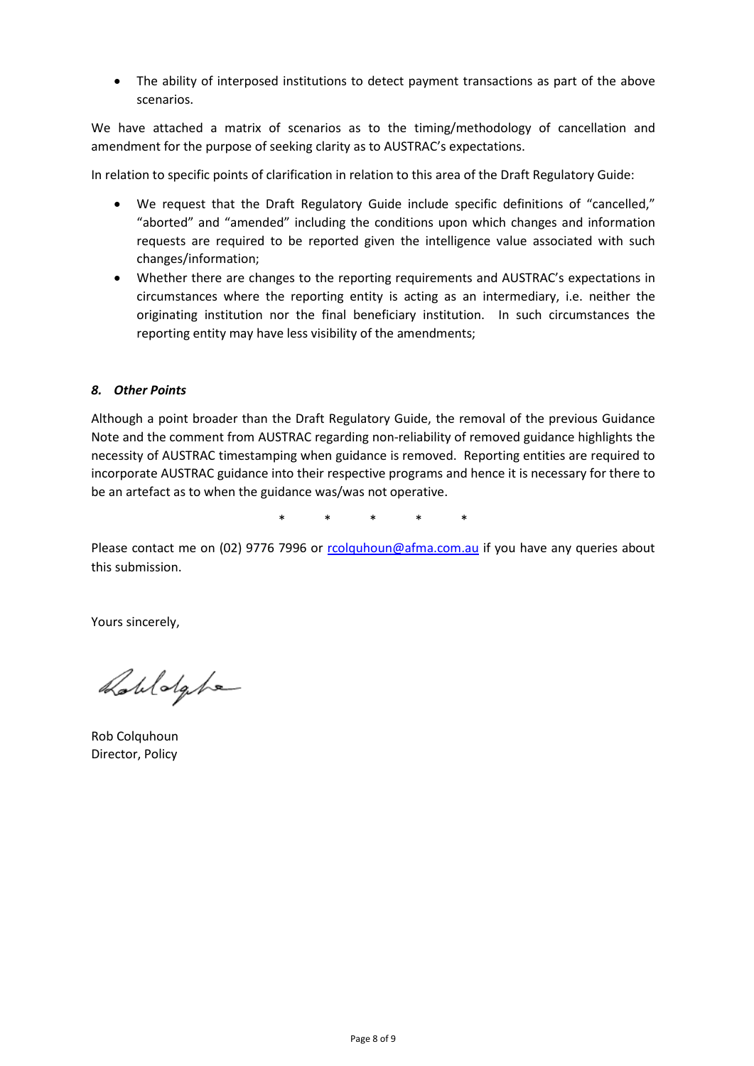- The ability of interposed institutions to detect payment transactions as part of the above scenarios.

We have attached a matrix of scenarios as to the timing/methodology of cancellation and amendment for the purpose of seeking clarity as to AUSTRAC's expectations.

In relation to specific points of clarification in relation to this area of the Draft Regulatory Guide:

- We request that the Draft Regulatory Guide include specific definitions of "cancelled," "aborted" and "amended" including the conditions upon which changes and information requests are required to be reported given the intelligence value associated with such changes/information;
- Whether there are changes to the reporting requirements and AUSTRAC's expectations in circumstances where the reporting entity is acting as an intermediary, i.e. neither the originating institution nor the final beneficiary institution. In such circumstances the reporting entity may have less visibility of the amendments;

### *8. Other Points*

Although a point broader than the Draft Regulatory Guide, the removal of the previous Guidance Note and the comment from AUSTRAC regarding non-reliability of removed guidance highlights the necessity of AUSTRAC timestamping when guidance is removed. Reporting entities are required to incorporate AUSTRAC guidance into their respective programs and hence it is necessary for there to be an artefact as to when the guidance was/was not operative.

\* \* \* \* \*

Please contact me on (02) 9776 7996 or rcolquhoun@afma.com.au if you have any queries about this submission.

Yours sincerely,

Rob Colquhoun
Director, Policy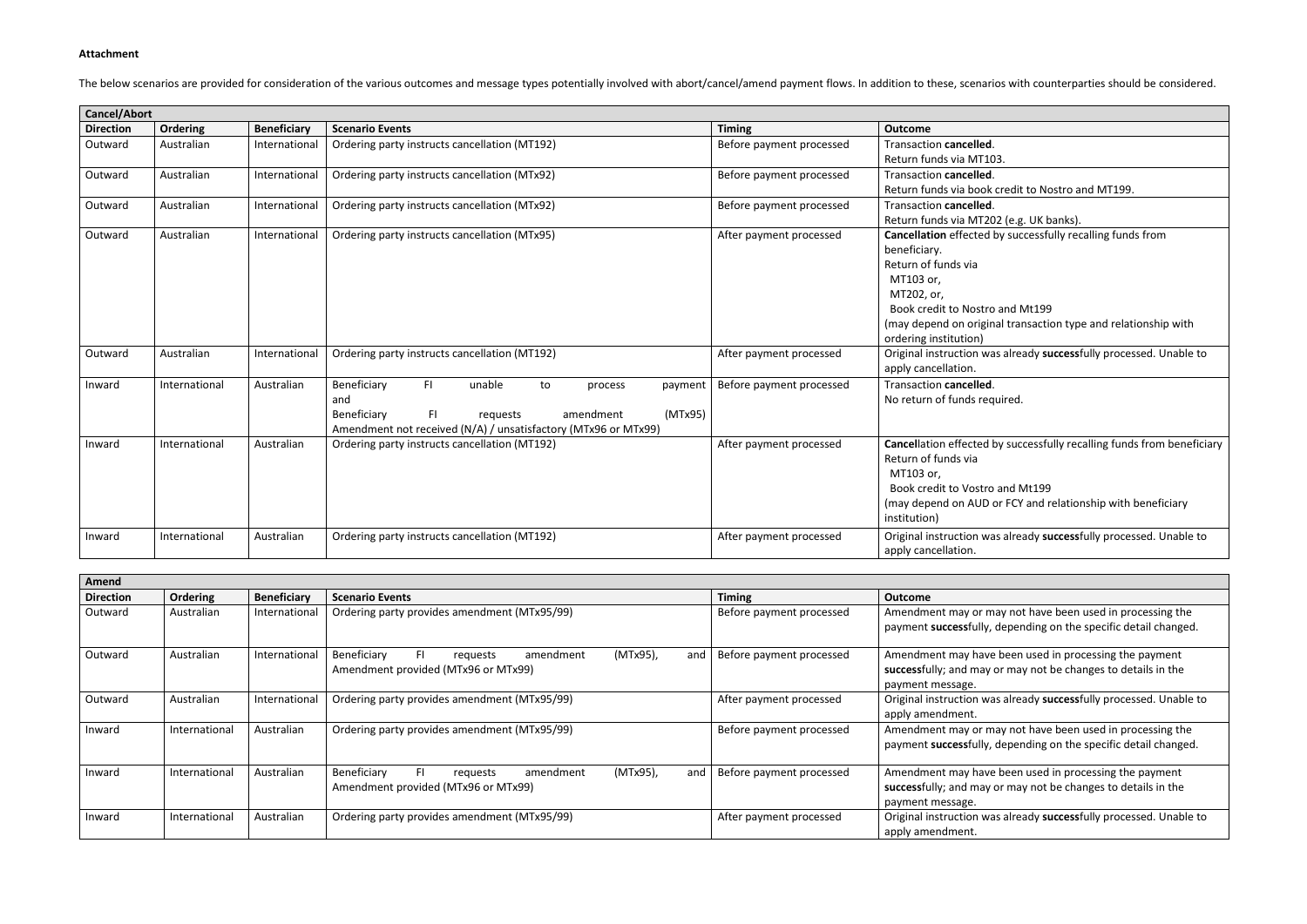**Attachment**

The below scenarios are provided for consideration of the various outcomes and message types potentially involved with abort/cancel/amend payment flows. In addition to these, scenarios with counterparties should be considered.

| Cancel/Abort | | | | | |
|---|---|---|---|---|---|
| **Direction** | **Ordering** | **Beneficiary** | **Scenario Events** | **Timing** | **Outcome** |
| Outward | Australian | International | Ordering party instructs cancellation (MT192) | Before payment processed | Transaction **cancelled**.<br>Return funds via MT103. |
| Outward | Australian | International | Ordering party instructs cancellation (MTx92) | Before payment processed | Transaction **cancelled**.<br>Return funds via book credit to Nostro and MT199. |
| Outward | Australian | International | Ordering party instructs cancellation (MTx92) | Before payment processed | Transaction **cancelled**.<br>Return funds via MT202 (e.g. UK banks). |
| Outward | Australian | International | Ordering party instructs cancellation (MTx95) | After payment processed | **Cancellation** effected by successfully recalling funds from beneficiary.<br>Return of funds via<br>MT103 or,<br>MT202, or,<br>Book credit to Nostro and Mt199<br>(may depend on original transaction type and relationship with ordering institution) |
| Outward | Australian | International | Ordering party instructs cancellation (MT192) | After payment processed | Original instruction was already **success**fully processed. Unable to apply cancellation. |
| Inward | International | Australian | Beneficiary FI unable to process payment and<br>Beneficiary FI requests amendment (MTx95)<br>Amendment not received (N/A) / unsatisfactory (MTx96 or MTx99) | Before payment processed | Transaction **cancelled**.<br>No return of funds required. |
| Inward | International | Australian | Ordering party instructs cancellation (MT192) | After payment processed | **Cancel**lation effected by successfully recalling funds from beneficiary<br>Return of funds via<br>MT103 or,<br>Book credit to Vostro and Mt199<br>(may depend on AUD or FCY and relationship with beneficiary institution) |
| Inward | International | Australian | Ordering party instructs cancellation (MT192) | After payment processed | Original instruction was already **success**fully processed. Unable to apply cancellation. |

| Amend | | | | | |
|---|---|---|---|---|---|
| **Direction** | **Ordering** | **Beneficiary** | **Scenario Events** | **Timing** | **Outcome** |
| Outward | Australian | International | Ordering party provides amendment (MTx95/99) | Before payment processed | Amendment may or may not have been used in processing the payment **success**fully, depending on the specific detail changed. |
| Outward | Australian | International | Beneficiary FI requests amendment (MTx95), and Amendment provided (MTx96 or MTx99) | Before payment processed | Amendment may have been used in processing the payment **success**fully; and may or may not be changes to details in the payment message. |
| Outward | Australian | International | Ordering party provides amendment (MTx95/99) | After payment processed | Original instruction was already **success**fully processed. Unable to apply amendment. |
| Inward | International | Australian | Ordering party provides amendment (MTx95/99) | Before payment processed | Amendment may or may not have been used in processing the payment **success**fully, depending on the specific detail changed. |
| Inward | International | Australian | Beneficiary FI requests amendment (MTx95), and Amendment provided (MTx96 or MTx99) | Before payment processed | Amendment may have been used in processing the payment **success**fully; and may or may not be changes to details in the payment message. |
| Inward | International | Australian | Ordering party provides amendment (MTx95/99) | After payment processed | Original instruction was already **success**fully processed. Unable to apply amendment. |